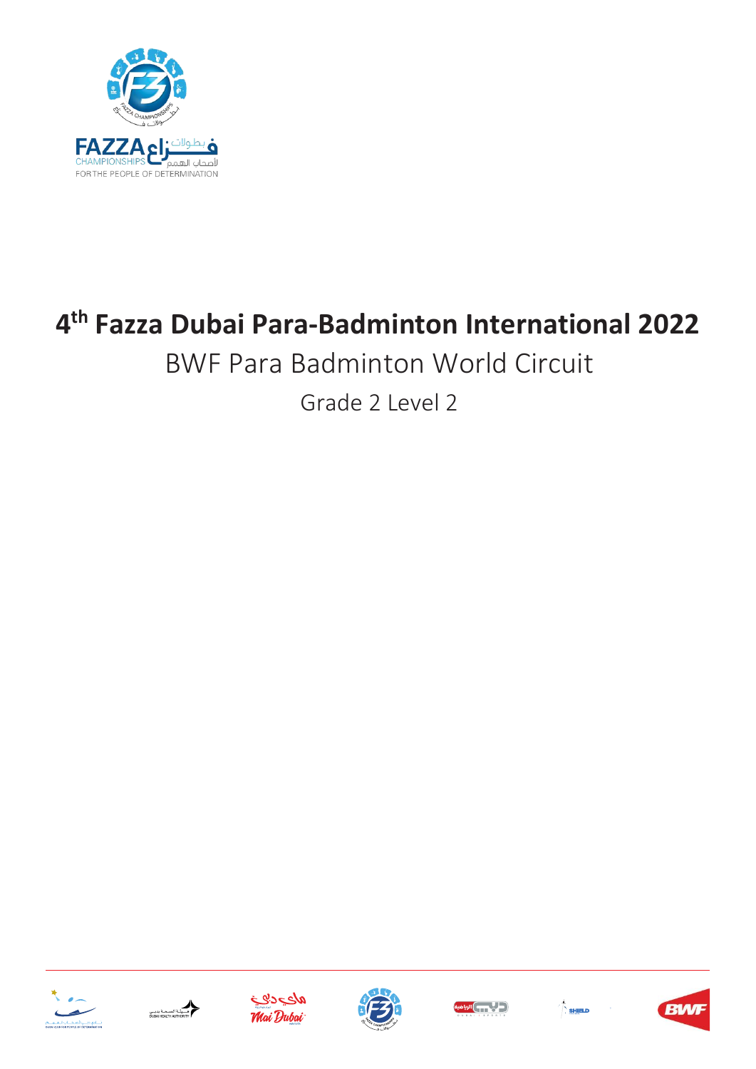# 4th Fazza Dubai Para-Badminton International 2022

## BWF Para Badminton World Circuit

### Grade 2 Level 2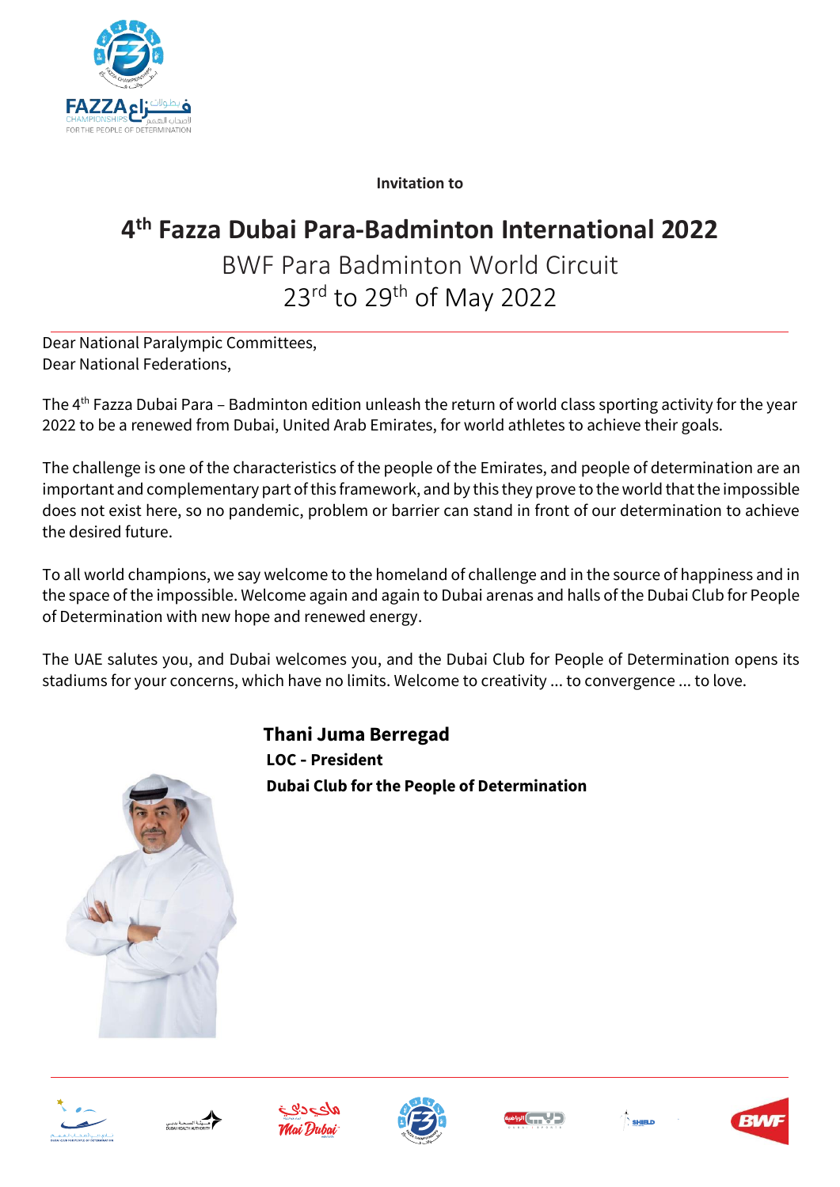**Invitation to**

# 4th Fazza Dubai Para-Badminton International 2022

## BWF Para Badminton World Circuit

## 23rd to 29th of May 2022

---

Dear National Paralympic Committees,
Dear National Federations,

The 4th Fazza Dubai Para – Badminton edition unleash the return of world class sporting activity for the year 2022 to be a renewed from Dubai, United Arab Emirates, for world athletes to achieve their goals.

The challenge is one of the characteristics of the people of the Emirates, and people of determination are an important and complementary part of this framework, and by this they prove to the world that the impossible does not exist here, so no pandemic, problem or barrier can stand in front of our determination to achieve the desired future.

To all world champions, we say welcome to the homeland of challenge and in the source of happiness and in the space of the impossible. Welcome again and again to Dubai arenas and halls of the Dubai Club for People of Determination with new hope and renewed energy.

The UAE salutes you, and Dubai welcomes you, and the Dubai Club for People of Determination opens its stadiums for your concerns, which have no limits. Welcome to creativity ... to convergence ... to love.

**Thani Juma Berregad**
**LOC - President**
**Dubai Club for the People of Determination**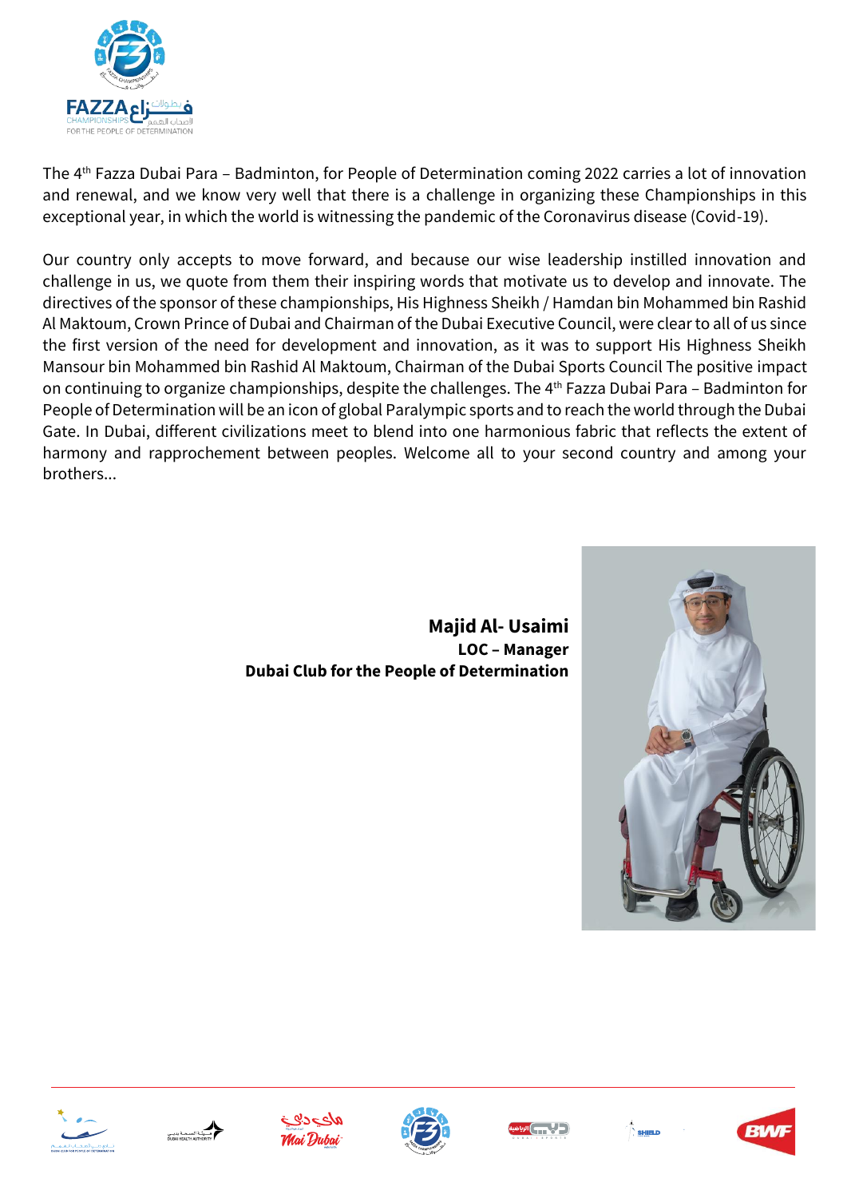The 4th Fazza Dubai Para – Badminton, for People of Determination coming 2022 carries a lot of innovation and renewal, and we know very well that there is a challenge in organizing these Championships in this exceptional year, in which the world is witnessing the pandemic of the Coronavirus disease (Covid-19).

Our country only accepts to move forward, and because our wise leadership instilled innovation and challenge in us, we quote from them their inspiring words that motivate us to develop and innovate. The directives of the sponsor of these championships, His Highness Sheikh / Hamdan bin Mohammed bin Rashid Al Maktoum, Crown Prince of Dubai and Chairman of the Dubai Executive Council, were clear to all of us since the first version of the need for development and innovation, as it was to support His Highness Sheikh Mansour bin Mohammed bin Rashid Al Maktoum, Chairman of the Dubai Sports Council The positive impact on continuing to organize championships, despite the challenges. The 4th Fazza Dubai Para – Badminton for People of Determination will be an icon of global Paralympic sports and to reach the world through the Dubai Gate. In Dubai, different civilizations meet to blend into one harmonious fabric that reflects the extent of harmony and rapprochement between peoples. Welcome all to your second country and among your brothers...

**Majid Al- Usaimi**
**LOC – Manager**
**Dubai Club for the People of Determination**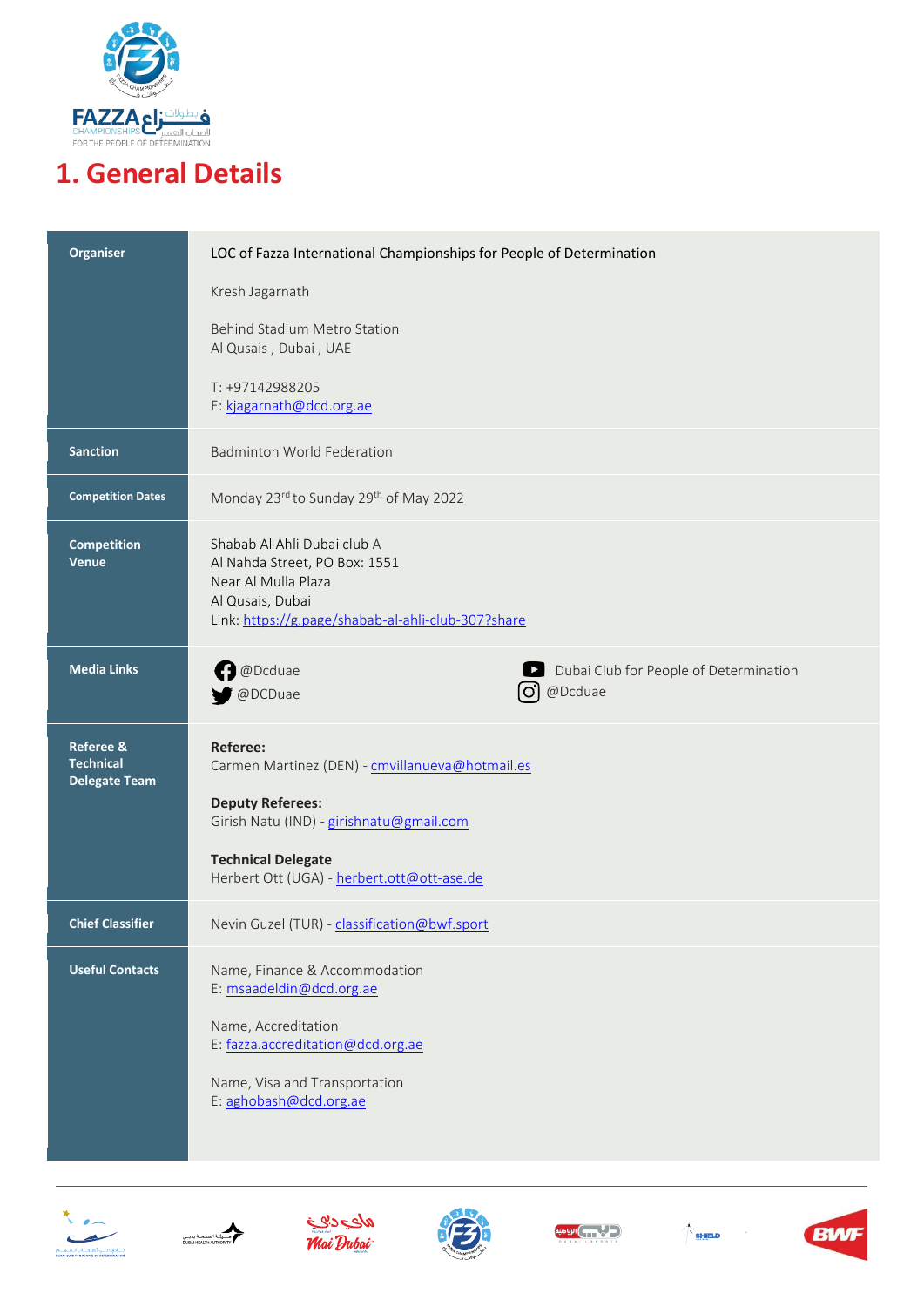# 1. General Details

| | |
|---|---|
| **Organiser** | LOC of Fazza International Championships for People of Determination<br><br>Kresh Jagarnath<br><br>Behind Stadium Metro Station<br>Al Qusais , Dubai , UAE<br><br>T: +97142988205<br>E: kjagarnath@dcd.org.ae |
| **Sanction** | Badminton World Federation |
| **Competition Dates** | Monday 23rd to Sunday 29th of May 2022 |
| **Competition Venue** | Shabab Al Ahli Dubai club A<br>Al Nahda Street, PO Box: 1551<br>Near Al Mulla Plaza<br>Al Qusais, Dubai<br>Link: https://g.page/shabab-al-ahli-club-307?share |
| **Media Links** | @Dcduae<br>@DCDuae<br>Dubai Club for People of Determination<br>@Dcduae |
| **Referee & Technical Delegate Team** | **Referee:**<br>Carmen Martinez (DEN) - cmvillanueva@hotmail.es<br><br>**Deputy Referees:**<br>Girish Natu (IND) - girishnatu@gmail.com<br><br>**Technical Delegate**<br>Herbert Ott (UGA) - herbert.ott@ott-ase.de |
| **Chief Classifier** | Nevin Guzel (TUR) - classification@bwf.sport |
| **Useful Contacts** | Name, Finance & Accommodation<br>E: msaadeldin@dcd.org.ae<br><br>Name, Accreditation<br>E: fazza.accreditation@dcd.org.ae<br><br>Name, Visa and Transportation<br>E: aghobash@dcd.org.ae |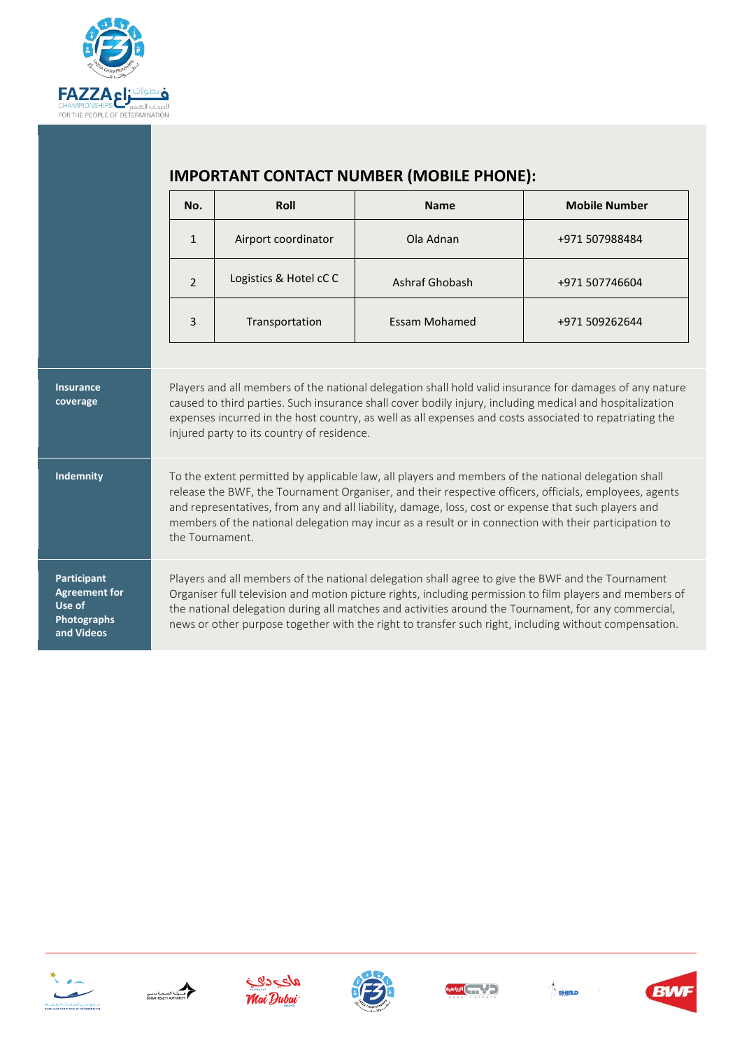## IMPORTANT CONTACT NUMBER (MOBILE PHONE):

| No. | Roll | Name | Mobile Number |
|---|---|---|---|
| 1 | Airport coordinator | Ola Adnan | +971 507988484 |
| 2 | Logistics & Hotel cC C | Ashraf Ghobash | +971 507746604 |
| 3 | Transportation | Essam Mohamed | +971 509262644 |

| | |
|---|---|
| **Insurance coverage** | Players and all members of the national delegation shall hold valid insurance for damages of any nature caused to third parties. Such insurance shall cover bodily injury, including medical and hospitalization expenses incurred in the host country, as well as all expenses and costs associated to repatriating the injured party to its country of residence. |
| **Indemnity** | To the extent permitted by applicable law, all players and members of the national delegation shall release the BWF, the Tournament Organiser, and their respective officers, officials, employees, agents and representatives, from any and all liability, damage, loss, cost or expense that such players and members of the national delegation may incur as a result or in connection with their participation to the Tournament. |
| **Participant Agreement for Use of Photographs and Videos** | Players and all members of the national delegation shall agree to give the BWF and the Tournament Organiser full television and motion picture rights, including permission to film players and members of the national delegation during all matches and activities around the Tournament, for any commercial, news or other purpose together with the right to transfer such right, including without compensation. |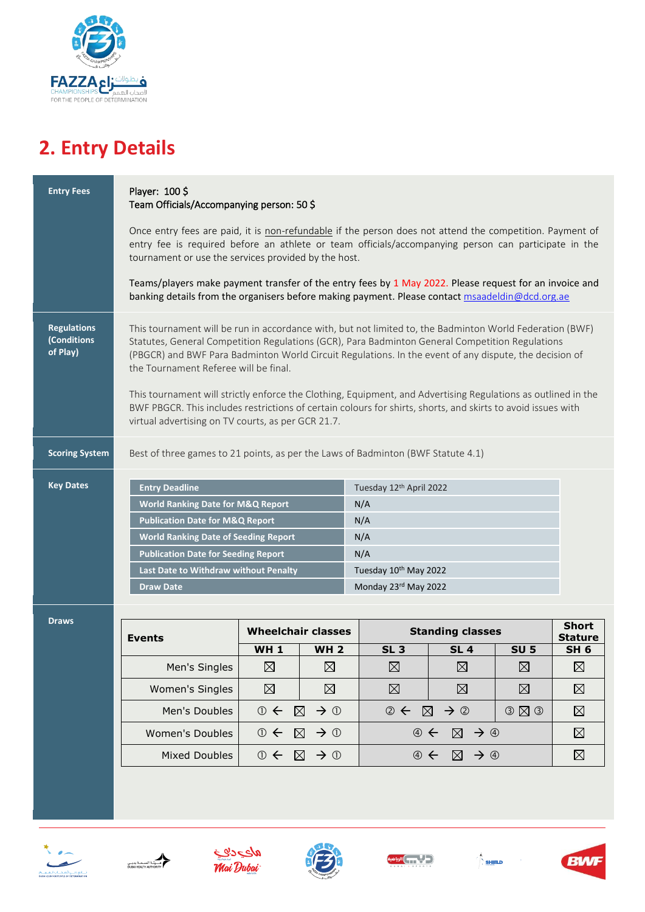## 2. Entry Details

**Entry Fees**

Player: 100 $
Team Officials/Accompanying person: 50 $

Once entry fees are paid, it is non-refundable if the person does not attend the competition. Payment of entry fee is required before an athlete or team officials/accompanying person can participate in the tournament or use the services provided by the host.

Teams/players make payment transfer of the entry fees by 1 May 2022. Please request for an invoice and banking details from the organisers before making payment. Please contact msaadeldin@dcd.org.ae

**Regulations (Conditions of Play)**

This tournament will be run in accordance with, but not limited to, the Badminton World Federation (BWF) Statutes, General Competition Regulations (GCR), Para Badminton General Competition Regulations (PBGCR) and BWF Para Badminton World Circuit Regulations. In the event of any dispute, the decision of the Tournament Referee will be final.

This tournament will strictly enforce the Clothing, Equipment, and Advertising Regulations as outlined in the BWF PBGCR. This includes restrictions of certain colours for shirts, shorts, and skirts to avoid issues with virtual advertising on TV courts, as per GCR 21.7.

**Scoring System**

Best of three games to 21 points, as per the Laws of Badminton (BWF Statute 4.1)

**Key Dates**

| | |
|---|---|
| Entry Deadline | Tuesday 12th April 2022 |
| World Ranking Date for M&Q Report | N/A |
| Publication Date for M&Q Report | N/A |
| World Ranking Date of Seeding Report | N/A |
| Publication Date for Seeding Report | N/A |
| Last Date to Withdraw without Penalty | Tuesday 10th May 2022 |
| Draw Date | Monday 23rd May 2022 |

**Draws**

| Events | Wheelchair classes | | Standing classes | | | Short Stature |
|---|---|---|---|---|---|---|
| | WH 1 | WH 2 | SL 3 | SL 4 | SU 5 | SH 6 |
| Men's Singles | ☒ | ☒ | ☒ | ☒ | ☒ | ☒ |
| Women's Singles | ☒ | ☒ | ☒ | ☒ | ☒ | ☒ |
| Men's Doubles | ① ← ☒ → ① | | ② ← ☒ → ② | | ③ ☒ ③ | ☒ |
| Women's Doubles | ① ← ☒ → ① | | ④ ← ☒ → ④ | | | ☒ |
| Mixed Doubles | ① ← ☒ → ① | | ④ ← ☒ → ④ | | | ☒ |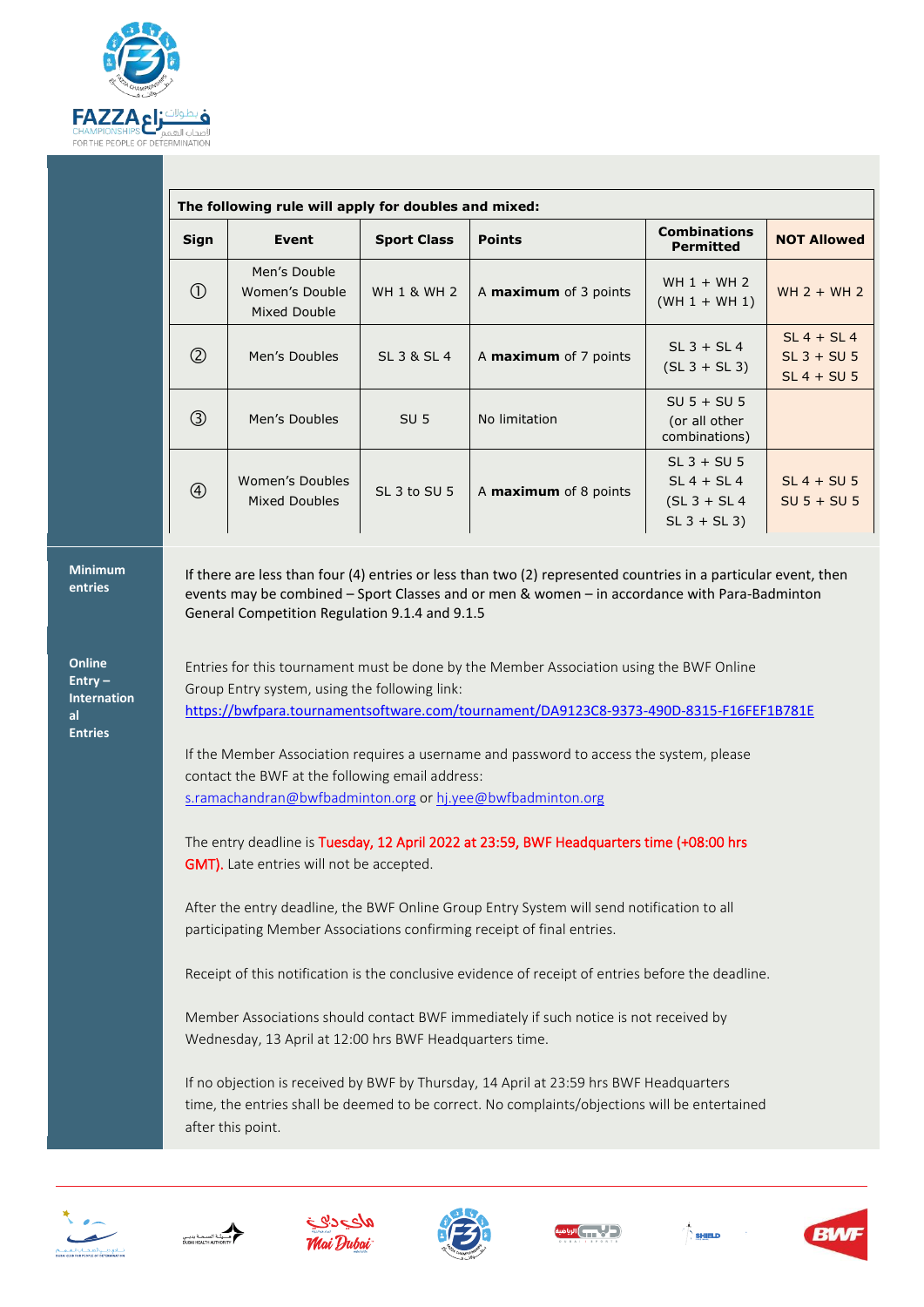**The following rule will apply for doubles and mixed:**

| Sign | Event | Sport Class | Points | Combinations Permitted | NOT Allowed |
|---|---|---|---|---|---|
| ① | Men's Double<br>Women's Double<br>Mixed Double | WH 1 & WH 2 | A **maximum** of 3 points | WH 1 + WH 2<br>(WH 1 + WH 1) | WH 2 + WH 2 |
| ② | Men's Doubles | SL 3 & SL 4 | A **maximum** of 7 points | SL 3 + SL 4<br>(SL 3 + SL 3) | SL 4 + SL 4<br>SL 3 + SU 5<br>SL 4 + SU 5 |
| ③ | Men's Doubles | SU 5 | No limitation | SU 5 + SU 5<br>(or all other combinations) | |
| ④ | Women's Doubles<br>Mixed Doubles | SL 3 to SU 5 | A **maximum** of 8 points | SL 3 + SU 5<br>SL 4 + SL 4<br>(SL 3 + SL 4<br>SL 3 + SL 3) | SL 4 + SU 5<br>SU 5 + SU 5 |

**Minimum entries**

If there are less than four (4) entries or less than two (2) represented countries in a particular event, then events may be combined – Sport Classes and or men & women – in accordance with Para-Badminton General Competition Regulation 9.1.4 and 9.1.5

**Online Entry – International Entries**

Entries for this tournament must be done by the Member Association using the BWF Online Group Entry system, using the following link:
https://bwfpara.tournamentsoftware.com/tournament/DA9123C8-9373-490D-8315-F16FEF1B781E

If the Member Association requires a username and password to access the system, please contact the BWF at the following email address:
s.ramachandran@bwfbadminton.org or hj.yee@bwfbadminton.org

The entry deadline is Tuesday, 12 April 2022 at 23:59, BWF Headquarters time (+08:00 hrs GMT). Late entries will not be accepted.

After the entry deadline, the BWF Online Group Entry System will send notification to all participating Member Associations confirming receipt of final entries.

Receipt of this notification is the conclusive evidence of receipt of entries before the deadline.

Member Associations should contact BWF immediately if such notice is not received by Wednesday, 13 April at 12:00 hrs BWF Headquarters time.

If no objection is received by BWF by Thursday, 14 April at 23:59 hrs BWF Headquarters time, the entries shall be deemed to be correct. No complaints/objections will be entertained after this point.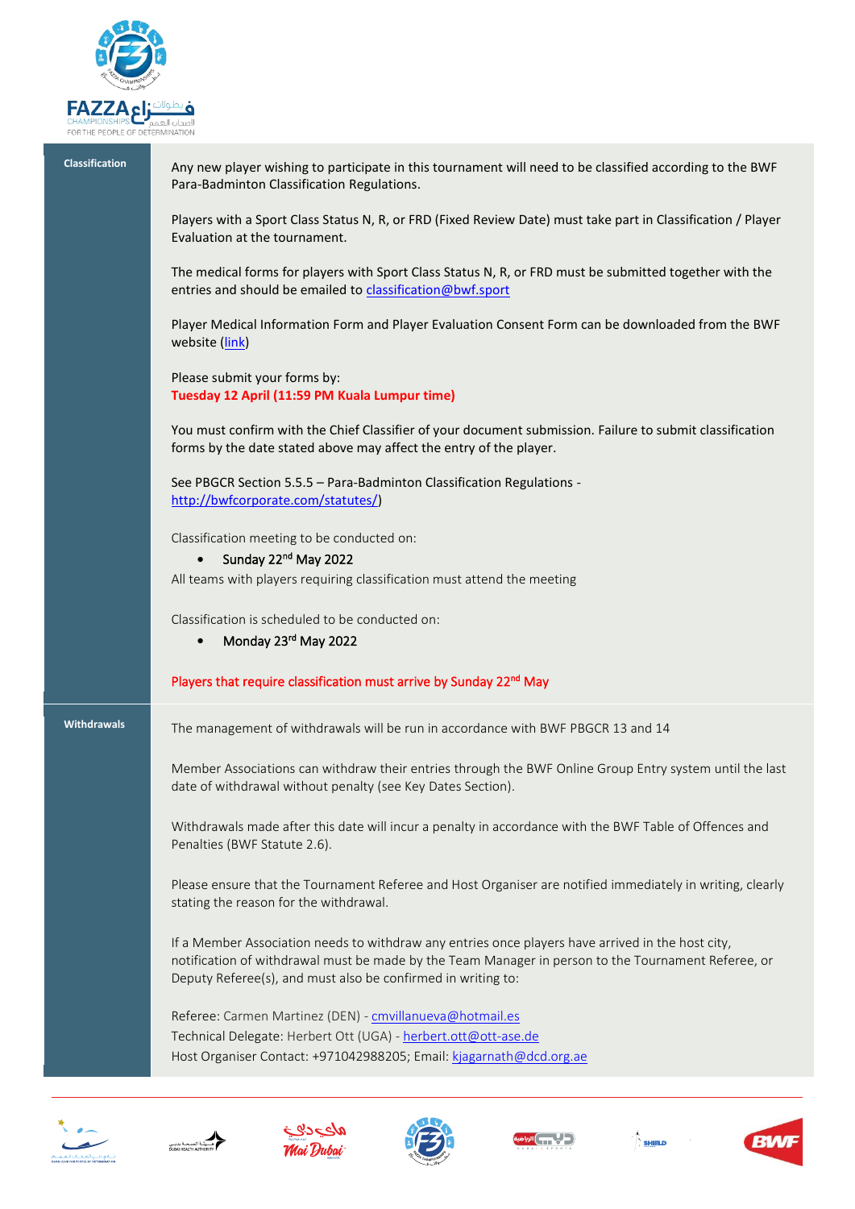## Classification

Any new player wishing to participate in this tournament will need to be classified according to the BWF Para-Badminton Classification Regulations.

Players with a Sport Class Status N, R, or FRD (Fixed Review Date) must take part in Classification / Player Evaluation at the tournament.

The medical forms for players with Sport Class Status N, R, or FRD must be submitted together with the entries and should be emailed to classification@bwf.sport

Player Medical Information Form and Player Evaluation Consent Form can be downloaded from the BWF website (link)

Please submit your forms by:
**Tuesday 12 April (11:59 PM Kuala Lumpur time)**

You must confirm with the Chief Classifier of your document submission. Failure to submit classification forms by the date stated above may affect the entry of the player.

See PBGCR Section 5.5.5 – Para-Badminton Classification Regulations - http://bwfcorporate.com/statutes/)

Classification meeting to be conducted on:

- Sunday 22nd May 2022

All teams with players requiring classification must attend the meeting

Classification is scheduled to be conducted on:

- Monday 23rd May 2022

Players that require classification must arrive by Sunday 22nd May

## Withdrawals

The management of withdrawals will be run in accordance with BWF PBGCR 13 and 14

Member Associations can withdraw their entries through the BWF Online Group Entry system until the last date of withdrawal without penalty (see Key Dates Section).

Withdrawals made after this date will incur a penalty in accordance with the BWF Table of Offences and Penalties (BWF Statute 2.6).

Please ensure that the Tournament Referee and Host Organiser are notified immediately in writing, clearly stating the reason for the withdrawal.

If a Member Association needs to withdraw any entries once players have arrived in the host city, notification of withdrawal must be made by the Team Manager in person to the Tournament Referee, or Deputy Referee(s), and must also be confirmed in writing to:

Referee: Carmen Martinez (DEN) - cmvillanueva@hotmail.es
Technical Delegate: Herbert Ott (UGA) - herbert.ott@ott-ase.de
Host Organiser Contact: +971042988205; Email: kjagarnath@dcd.org.ae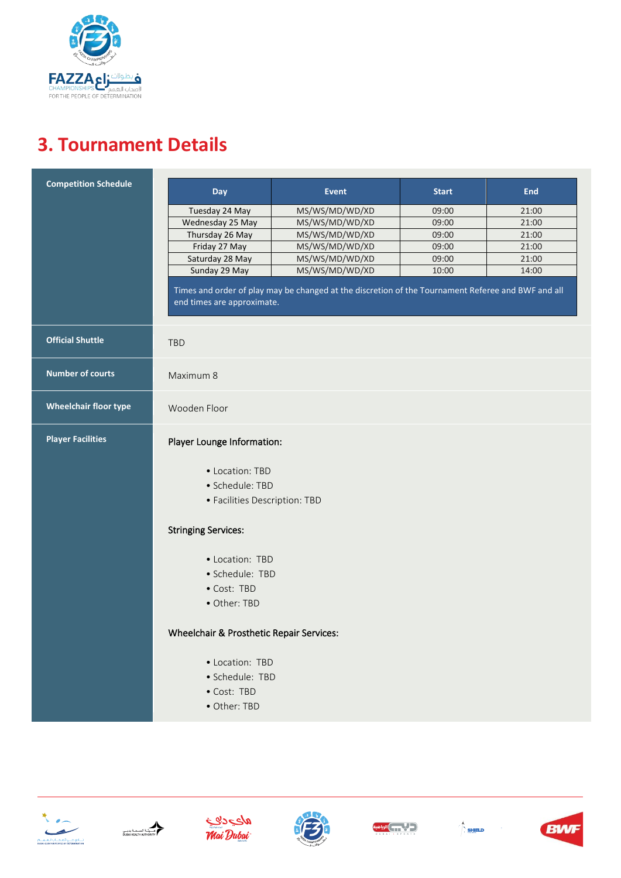# 3. Tournament Details

## Competition Schedule

| Day | Event | Start | End |
|---|---|---|---|
| Tuesday 24 May | MS/WS/MD/WD/XD | 09:00 | 21:00 |
| Wednesday 25 May | MS/WS/MD/WD/XD | 09:00 | 21:00 |
| Thursday 26 May | MS/WS/MD/WD/XD | 09:00 | 21:00 |
| Friday 27 May | MS/WS/MD/WD/XD | 09:00 | 21:00 |
| Saturday 28 May | MS/WS/MD/WD/XD | 09:00 | 21:00 |
| Sunday 29 May | MS/WS/MD/WD/XD | 10:00 | 14:00 |

Times and order of play may be changed at the discretion of the Tournament Referee and BWF and all end times are approximate.

## Official Shuttle

TBD

## Number of courts

Maximum 8

## Wheelchair floor type

Wooden Floor

## Player Facilities

**Player Lounge Information:**

- Location: TBD
- Schedule: TBD
- Facilities Description: TBD

**Stringing Services:**

- Location: TBD
- Schedule: TBD
- Cost: TBD
- Other: TBD

**Wheelchair & Prosthetic Repair Services:**

- Location: TBD
- Schedule: TBD
- Cost: TBD
- Other: TBD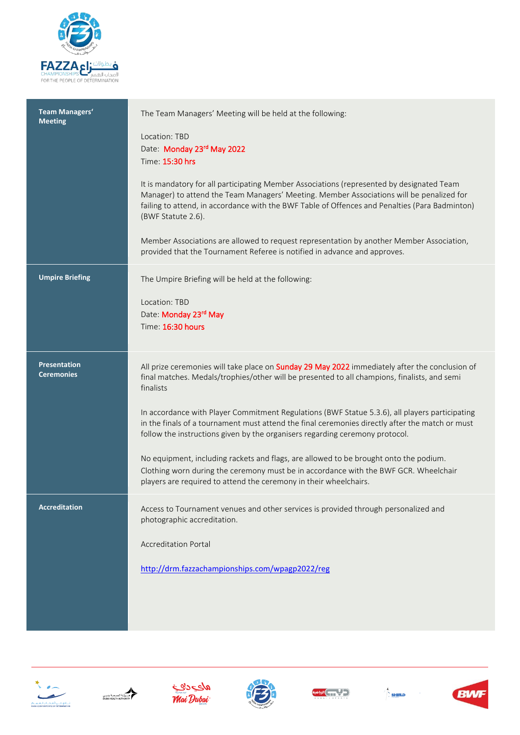| | |
|---|---|
| **Team Managers' Meeting** | The Team Managers' Meeting will be held at the following:<br><br>Location: TBD<br>Date: Monday 23rd May 2022<br>Time: 15:30 hrs<br><br>It is mandatory for all participating Member Associations (represented by designated Team Manager) to attend the Team Managers' Meeting. Member Associations will be penalized for failing to attend, in accordance with the BWF Table of Offences and Penalties (Para Badminton) (BWF Statute 2.6).<br><br>Member Associations are allowed to request representation by another Member Association, provided that the Tournament Referee is notified in advance and approves. |
| **Umpire Briefing** | The Umpire Briefing will be held at the following:<br><br>Location: TBD<br>Date: Monday 23rd May<br>Time: 16:30 hours |
| **Presentation Ceremonies** | All prize ceremonies will take place on Sunday 29 May 2022 immediately after the conclusion of final matches. Medals/trophies/other will be presented to all champions, finalists, and semi finalists<br><br>In accordance with Player Commitment Regulations (BWF Statue 5.3.6), all players participating in the finals of a tournament must attend the final ceremonies directly after the match or must follow the instructions given by the organisers regarding ceremony protocol.<br><br>No equipment, including rackets and flags, are allowed to be brought onto the podium. Clothing worn during the ceremony must be in accordance with the BWF GCR. Wheelchair players are required to attend the ceremony in their wheelchairs. |
| **Accreditation** | Access to Tournament venues and other services is provided through personalized and photographic accreditation.<br><br>Accreditation Portal<br><br>http://drm.fazzachampionships.com/wpagp2022/reg |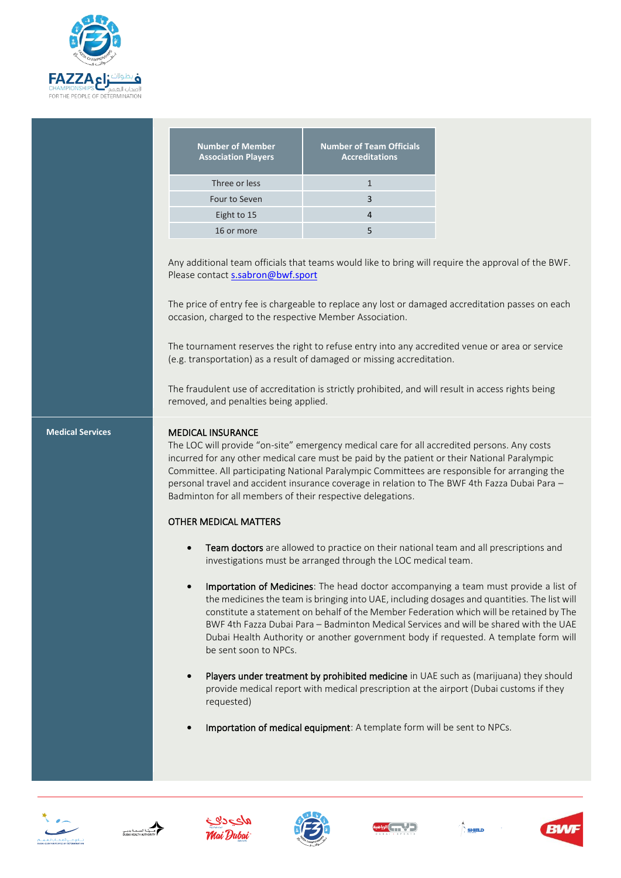| Number of Member Association Players | Number of Team Officials Accreditations |
|---|---|
| Three or less | 1 |
| Four to Seven | 3 |
| Eight to 15 | 4 |
| 16 or more | 5 |

Any additional team officials that teams would like to bring will require the approval of the BWF. Please contact s.sabron@bwf.sport

The price of entry fee is chargeable to replace any lost or damaged accreditation passes on each occasion, charged to the respective Member Association.

The tournament reserves the right to refuse entry into any accredited venue or area or service (e.g. transportation) as a result of damaged or missing accreditation.

The fraudulent use of accreditation is strictly prohibited, and will result in access rights being removed, and penalties being applied.

## Medical Services

### MEDICAL INSURANCE

The LOC will provide "on-site" emergency medical care for all accredited persons. Any costs incurred for any other medical care must be paid by the patient or their National Paralympic Committee. All participating National Paralympic Committees are responsible for arranging the personal travel and accident insurance coverage in relation to The BWF 4th Fazza Dubai Para – Badminton for all members of their respective delegations.

### OTHER MEDICAL MATTERS

- Team doctors are allowed to practice on their national team and all prescriptions and investigations must be arranged through the LOC medical team.
- Importation of Medicines: The head doctor accompanying a team must provide a list of the medicines the team is bringing into UAE, including dosages and quantities. The list will constitute a statement on behalf of the Member Federation which will be retained by The BWF 4th Fazza Dubai Para – Badminton Medical Services and will be shared with the UAE Dubai Health Authority or another government body if requested. A template form will be sent soon to NPCs.
- Players under treatment by prohibited medicine in UAE such as (marijuana) they should provide medical report with medical prescription at the airport (Dubai customs if they requested)
- Importation of medical equipment: A template form will be sent to NPCs.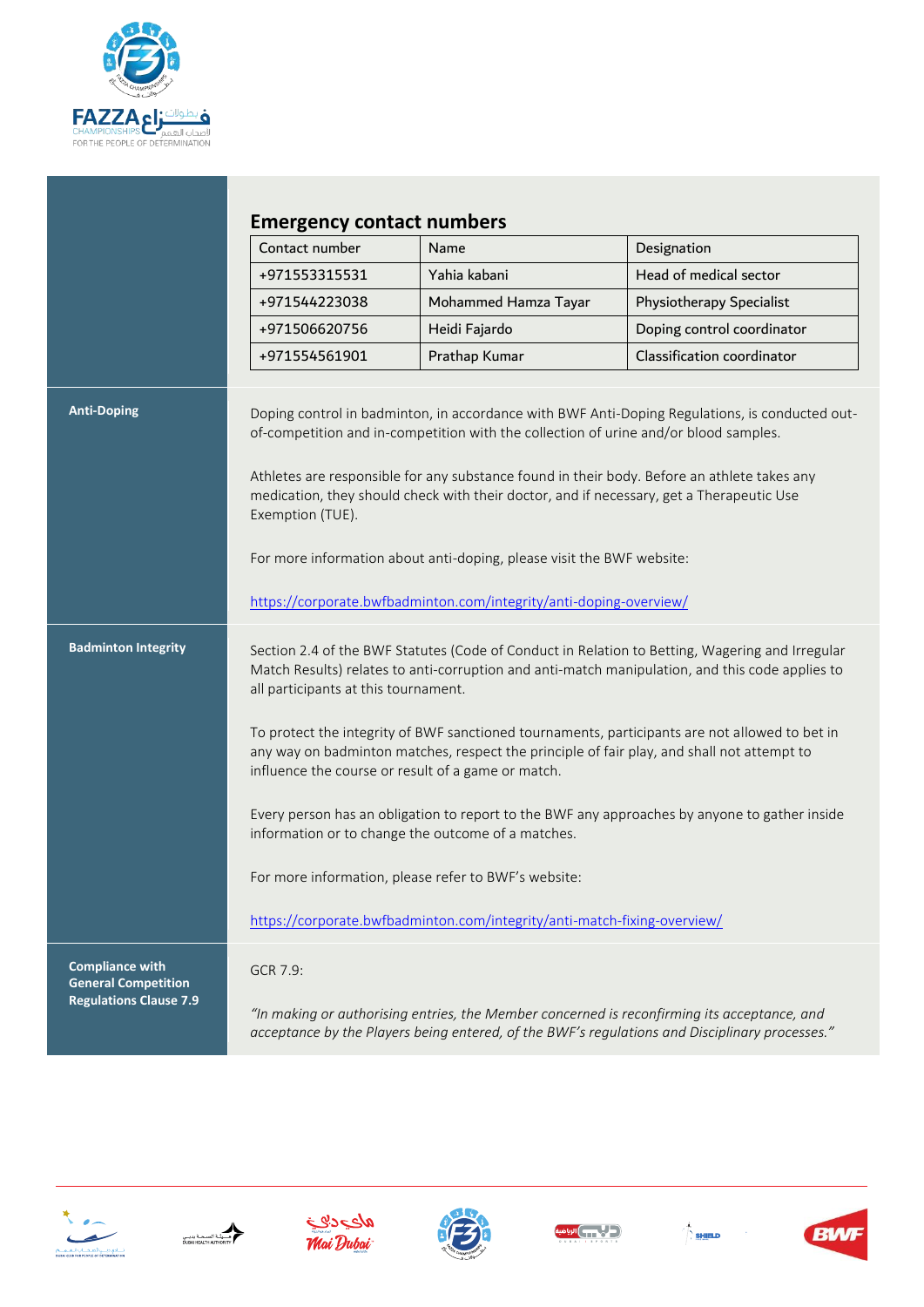## Emergency contact numbers

| Contact number | Name | Designation |
|---|---|---|
| +971553315531 | Yahia kabani | Head of medical sector |
| +971544223038 | Mohammed Hamza Tayar | Physiotherapy Specialist |
| +971506620756 | Heidi Fajardo | Doping control coordinator |
| +971554561901 | Prathap Kumar | Classification coordinator |

**Anti-Doping**

Doping control in badminton, in accordance with BWF Anti-Doping Regulations, is conducted out-of-competition and in-competition with the collection of urine and/or blood samples.

Athletes are responsible for any substance found in their body. Before an athlete takes any medication, they should check with their doctor, and if necessary, get a Therapeutic Use Exemption (TUE).

For more information about anti-doping, please visit the BWF website:

https://corporate.bwfbadminton.com/integrity/anti-doping-overview/

**Badminton Integrity**

Section 2.4 of the BWF Statutes (Code of Conduct in Relation to Betting, Wagering and Irregular Match Results) relates to anti-corruption and anti-match manipulation, and this code applies to all participants at this tournament.

To protect the integrity of BWF sanctioned tournaments, participants are not allowed to bet in any way on badminton matches, respect the principle of fair play, and shall not attempt to influence the course or result of a game or match.

Every person has an obligation to report to the BWF any approaches by anyone to gather inside information or to change the outcome of a matches.

For more information, please refer to BWF's website:

https://corporate.bwfbadminton.com/integrity/anti-match-fixing-overview/

**Compliance with General Competition Regulations Clause 7.9**

GCR 7.9:

*"In making or authorising entries, the Member concerned is reconfirming its acceptance, and acceptance by the Players being entered, of the BWF's regulations and Disciplinary processes."*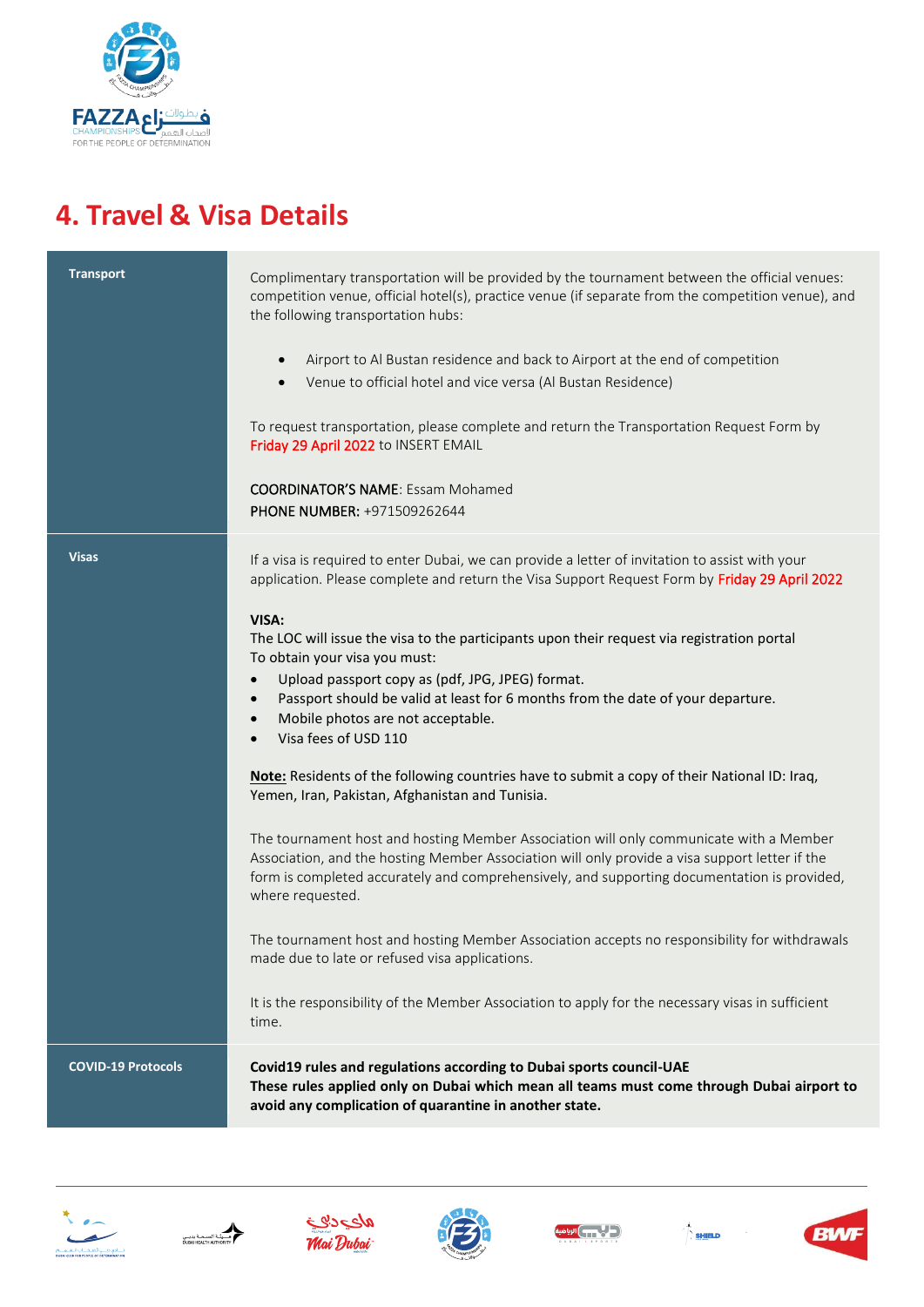# 4. Travel & Visa Details

| | |
|---|---|
| **Transport** | Complimentary transportation will be provided by the tournament between the official venues: competition venue, official hotel(s), practice venue (if separate from the competition venue), and the following transportation hubs:<br><br>• Airport to Al Bustan residence and back to Airport at the end of competition<br>• Venue to official hotel and vice versa (Al Bustan Residence)<br><br>To request transportation, please complete and return the Transportation Request Form by Friday 29 April 2022 to INSERT EMAIL<br><br>COORDINATOR'S NAME: Essam Mohamed<br>PHONE NUMBER: +971509262644 |
| **Visas** | If a visa is required to enter Dubai, we can provide a letter of invitation to assist with your application. Please complete and return the Visa Support Request Form by Friday 29 April 2022<br><br>**VISA:**<br>The LOC will issue the visa to the participants upon their request via registration portal<br>To obtain your visa you must:<br>• Upload passport copy as (pdf, JPG, JPEG) format.<br>• Passport should be valid at least for 6 months from the date of your departure.<br>• Mobile photos are not acceptable.<br>• Visa fees of USD 110<br><br>**Note:** Residents of the following countries have to submit a copy of their National ID: Iraq, Yemen, Iran, Pakistan, Afghanistan and Tunisia.<br><br>The tournament host and hosting Member Association will only communicate with a Member Association, and the hosting Member Association will only provide a visa support letter if the form is completed accurately and comprehensively, and supporting documentation is provided, where requested.<br><br>The tournament host and hosting Member Association accepts no responsibility for withdrawals made due to late or refused visa applications.<br><br>It is the responsibility of the Member Association to apply for the necessary visas in sufficient time. |
| **COVID-19 Protocols** | **Covid19 rules and regulations according to Dubai sports council-UAE**<br>**These rules applied only on Dubai which mean all teams must come through Dubai airport to avoid any complication of quarantine in another state.** |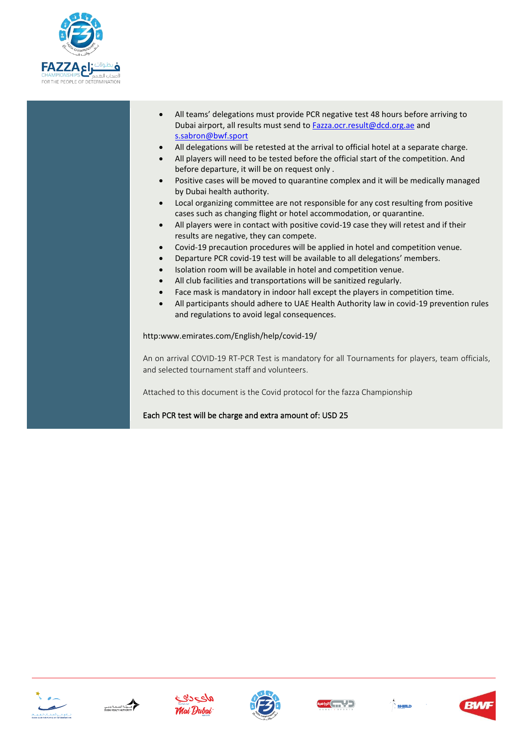- All teams' delegations must provide PCR negative test 48 hours before arriving to Dubai airport, all results must send to Fazza.ocr.result@dcd.org.ae and s.sabron@bwf.sport
- All delegations will be retested at the arrival to official hotel at a separate charge.
- All players will need to be tested before the official start of the competition. And before departure, it will be on request only .
- Positive cases will be moved to quarantine complex and it will be medically managed by Dubai health authority.
- Local organizing committee are not responsible for any cost resulting from positive cases such as changing flight or hotel accommodation, or quarantine.
- All players were in contact with positive covid-19 case they will retest and if their results are negative, they can compete.
- Covid-19 precaution procedures will be applied in hotel and competition venue.
- Departure PCR covid-19 test will be available to all delegations' members.
- Isolation room will be available in hotel and competition venue.
- All club facilities and transportations will be sanitized regularly.
- Face mask is mandatory in indoor hall except the players in competition time.
- All participants should adhere to UAE Health Authority law in covid-19 prevention rules and regulations to avoid legal consequences.

http:www.emirates.com/English/help/covid-19/

An on arrival COVID-19 RT-PCR Test is mandatory for all Tournaments for players, team officials, and selected tournament staff and volunteers.

Attached to this document is the Covid protocol for the fazza Championship

Each PCR test will be charge and extra amount of: USD 25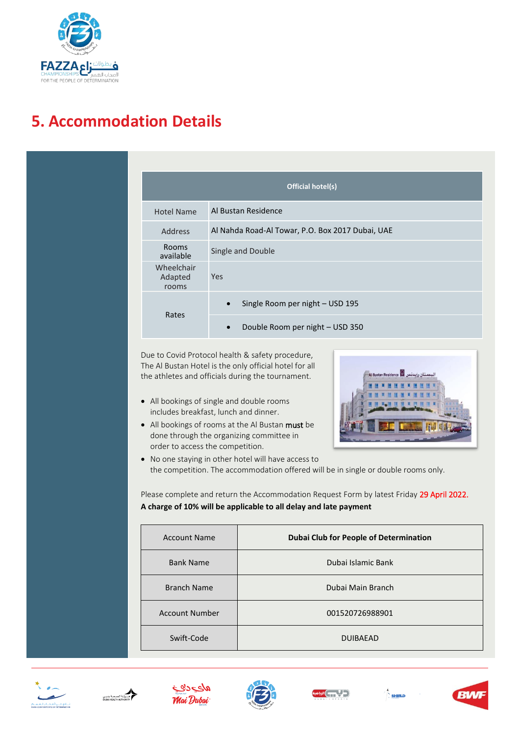# 5. Accommodation Details

| Official hotel(s) | |
|---|---|
| Hotel Name | Al Bustan Residence |
| Address | Al Nahda Road-Al Towar, P.O. Box 2017 Dubai, UAE |
| Rooms available | Single and Double |
| Wheelchair Adapted rooms | Yes |
| Rates | • Single Room per night – USD 195 |
| | • Double Room per night – USD 350 |

Due to Covid Protocol health & safety procedure, The Al Bustan Hotel is the only official hotel for all the athletes and officials during the tournament.

- All bookings of single and double rooms includes breakfast, lunch and dinner.
- All bookings of rooms at the Al Bustan **must** be done through the organizing committee in order to access the competition.
- No one staying in other hotel will have access to the competition. The accommodation offered will be in single or double rooms only.

Please complete and return the Accommodation Request Form by latest Friday 29 April 2022.
**A charge of 10% will be applicable to all delay and late payment**

| Account Name | **Dubai Club for People of Determination** |
|---|---|
| Bank Name | Dubai Islamic Bank |
| Branch Name | Dubai Main Branch |
| Account Number | 001520726988901 |
| Swift-Code | DUIBAEAD |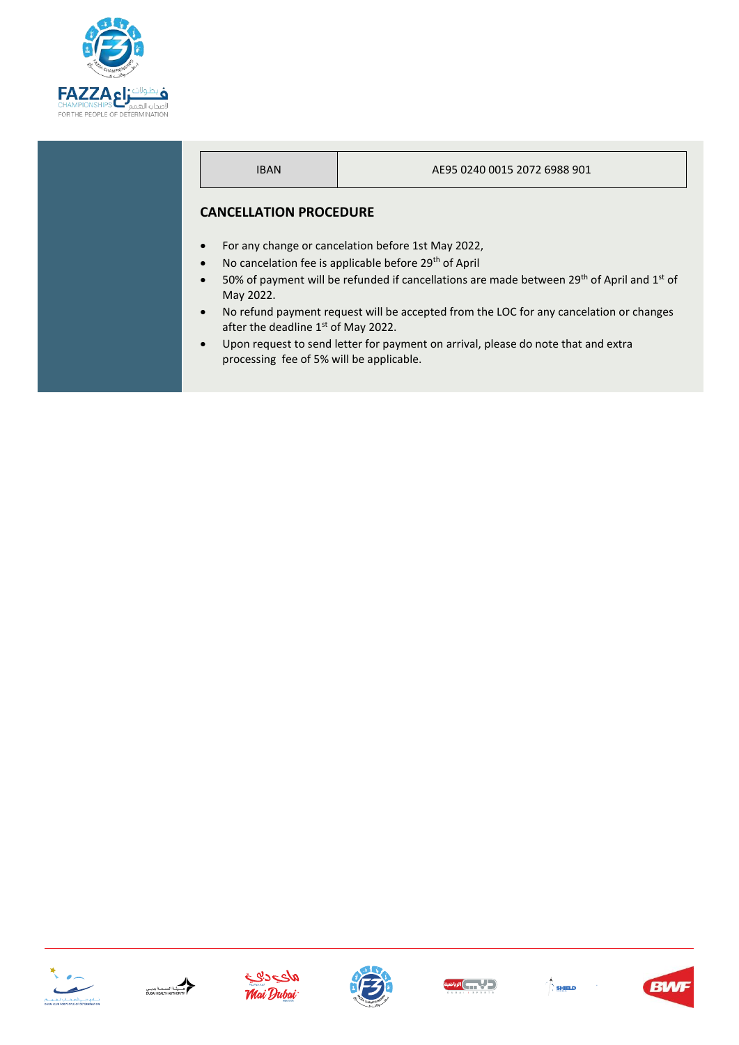| IBAN | AE95 0240 0015 2072 6988 901 |
|---|---|

## CANCELLATION PROCEDURE

- For any change or cancelation before 1st May 2022,
- No cancelation fee is applicable before 29th of April
- 50% of payment will be refunded if cancellations are made between 29th of April and 1st of May 2022.
- No refund payment request will be accepted from the LOC for any cancelation or changes after the deadline 1st of May 2022.
- Upon request to send letter for payment on arrival, please do note that and extra processing fee of 5% will be applicable.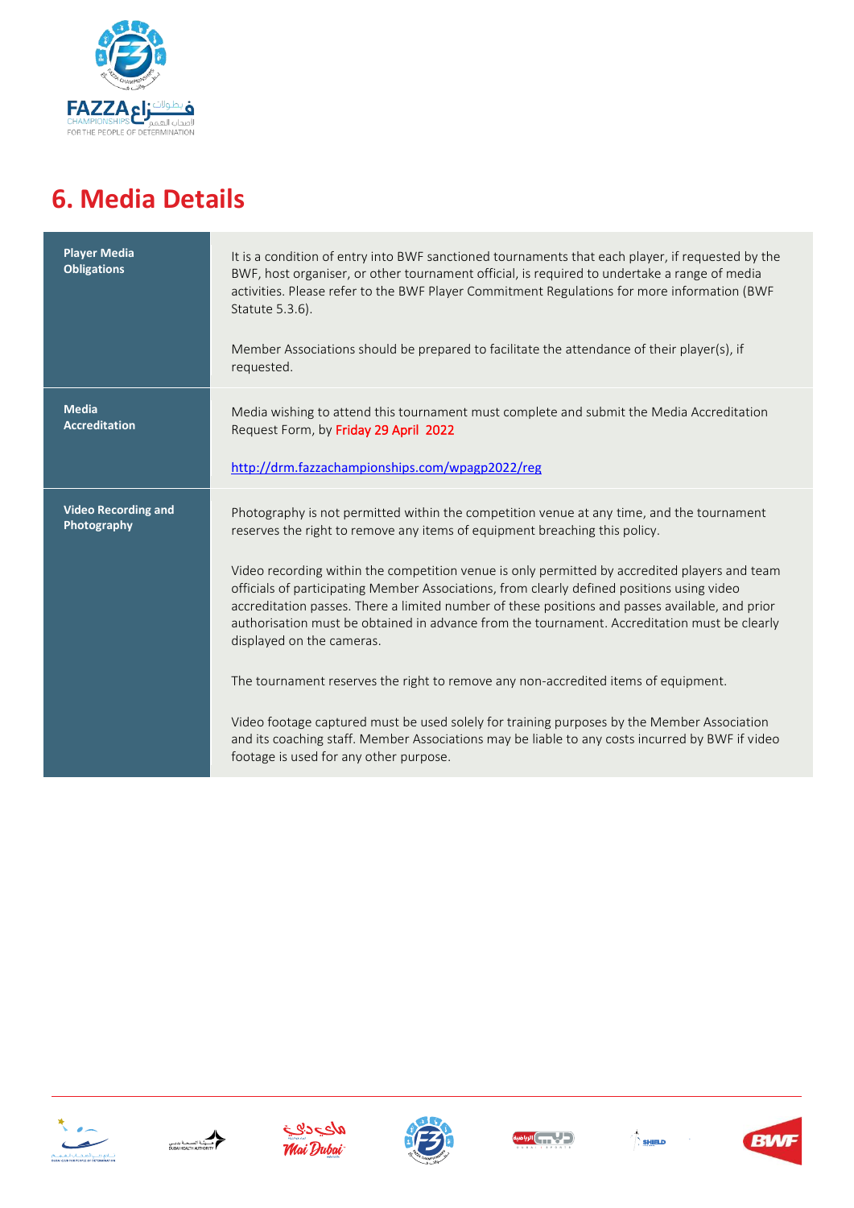## 6. Media Details

| | |
|---|---|
| **Player Media Obligations** | It is a condition of entry into BWF sanctioned tournaments that each player, if requested by the BWF, host organiser, or other tournament official, is required to undertake a range of media activities. Please refer to the BWF Player Commitment Regulations for more information (BWF Statute 5.3.6).<br><br>Member Associations should be prepared to facilitate the attendance of their player(s), if requested. |
| **Media Accreditation** | Media wishing to attend this tournament must complete and submit the Media Accreditation Request Form, by Friday 29 April 2022<br><br>http://drm.fazzachampionships.com/wpagp2022/reg |
| **Video Recording and Photography** | Photography is not permitted within the competition venue at any time, and the tournament reserves the right to remove any items of equipment breaching this policy.<br><br>Video recording within the competition venue is only permitted by accredited players and team officials of participating Member Associations, from clearly defined positions using video accreditation passes. There a limited number of these positions and passes available, and prior authorisation must be obtained in advance from the tournament. Accreditation must be clearly displayed on the cameras.<br><br>The tournament reserves the right to remove any non-accredited items of equipment.<br><br>Video footage captured must be used solely for training purposes by the Member Association and its coaching staff. Member Associations may be liable to any costs incurred by BWF if video footage is used for any other purpose. |